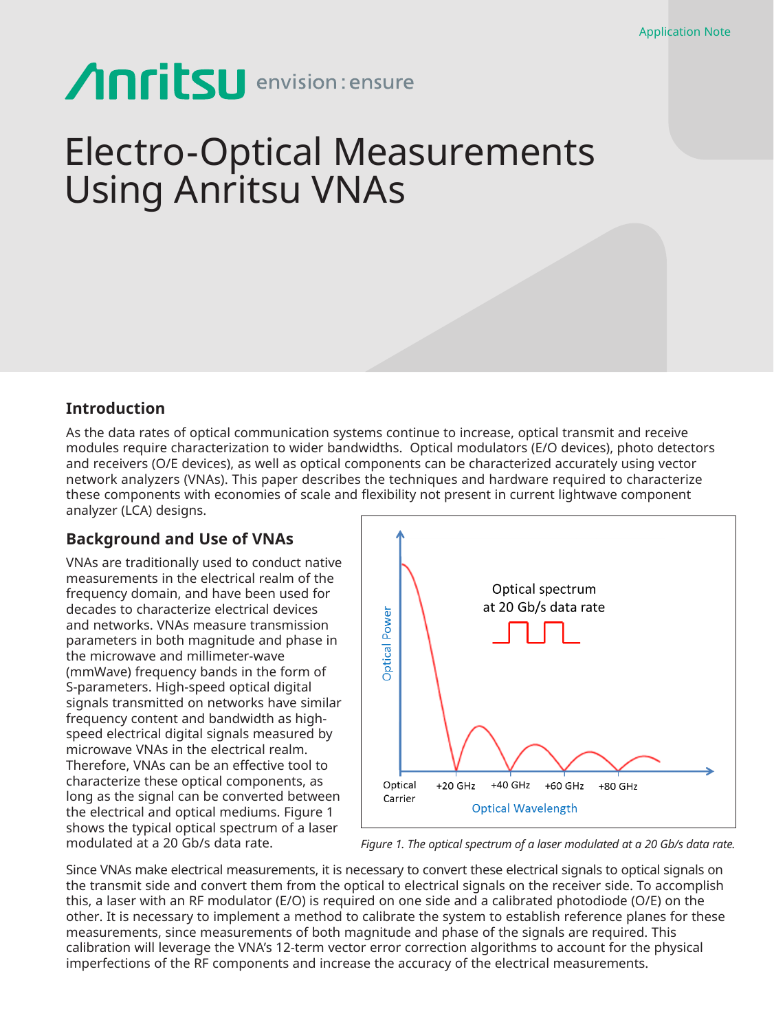Application Note

# Electro-Optical Measurements Using Anritsu VNAs

## Introduction

As the data rates of optical communication systems continue to increase, optical transmit and receive modules require characterization to wider bandwidths. Optical modulators (E/O devices), photo detectors and receivers (O/E devices), as well as optical components can be characterized accurately using vector network analyzers (VNAs). This paper describes the techniques and hardware required to characterize these components with economies of scale and flexibility not present in current lightwave component analyzer (LCA) designs.

## Background and Use of VNAs

VNAs are traditionally used to conduct native measurements in the electrical realm of the frequency domain, and have been used for decades to characterize electrical devices and networks. VNAs measure transmission parameters in both magnitude and phase in the microwave and millimeter-wave (mmWave) frequency bands in the form of S-parameters. High-speed optical digital signals transmitted on networks have similar frequency content and bandwidth as high-speed electrical digital signals measured by microwave VNAs in the electrical realm. Therefore, VNAs can be an effective tool to characterize these optical components, as long as the signal can be converted between the electrical and optical mediums. Figure 1 shows the typical optical spectrum of a laser modulated at a 20 Gb/s data rate.

*Figure 1. The optical spectrum of a laser modulated at a 20 Gb/s data rate.*

Since VNAs make electrical measurements, it is necessary to convert these electrical signals to optical signals on the transmit side and convert them from the optical to electrical signals on the receiver side. To accomplish this, a laser with an RF modulator (E/O) is required on one side and a calibrated photodiode (O/E) on the other. It is necessary to implement a method to calibrate the system to establish reference planes for these measurements, since measurements of both magnitude and phase of the signals are required. This calibration will leverage the VNA's 12-term vector error correction algorithms to account for the physical imperfections of the RF components and increase the accuracy of the electrical measurements.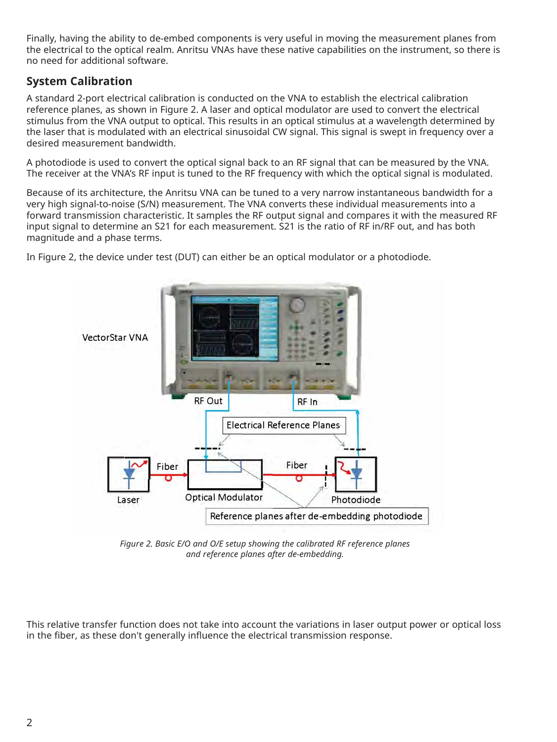Finally, having the ability to de-embed components is very useful in moving the measurement planes from the electrical to the optical realm. Anritsu VNAs have these native capabilities on the instrument, so there is no need for additional software.

## System Calibration

A standard 2-port electrical calibration is conducted on the VNA to establish the electrical calibration reference planes, as shown in Figure 2. A laser and optical modulator are used to convert the electrical stimulus from the VNA output to optical. This results in an optical stimulus at a wavelength determined by the laser that is modulated with an electrical sinusoidal CW signal. This signal is swept in frequency over a desired measurement bandwidth.

A photodiode is used to convert the optical signal back to an RF signal that can be measured by the VNA. The receiver at the VNA's RF input is tuned to the RF frequency with which the optical signal is modulated.

Because of its architecture, the Anritsu VNA can be tuned to a very narrow instantaneous bandwidth for a very high signal-to-noise (S/N) measurement. The VNA converts these individual measurements into a forward transmission characteristic. It samples the RF output signal and compares it with the measured RF input signal to determine an S21 for each measurement. S21 is the ratio of RF in/RF out, and has both magnitude and a phase terms.

In Figure 2, the device under test (DUT) can either be an optical modulator or a photodiode.

*Figure 2. Basic E/O and O/E setup showing the calibrated RF reference planes and reference planes after de-embedding.*

This relative transfer function does not take into account the variations in laser output power or optical loss in the fiber, as these don't generally influence the electrical transmission response.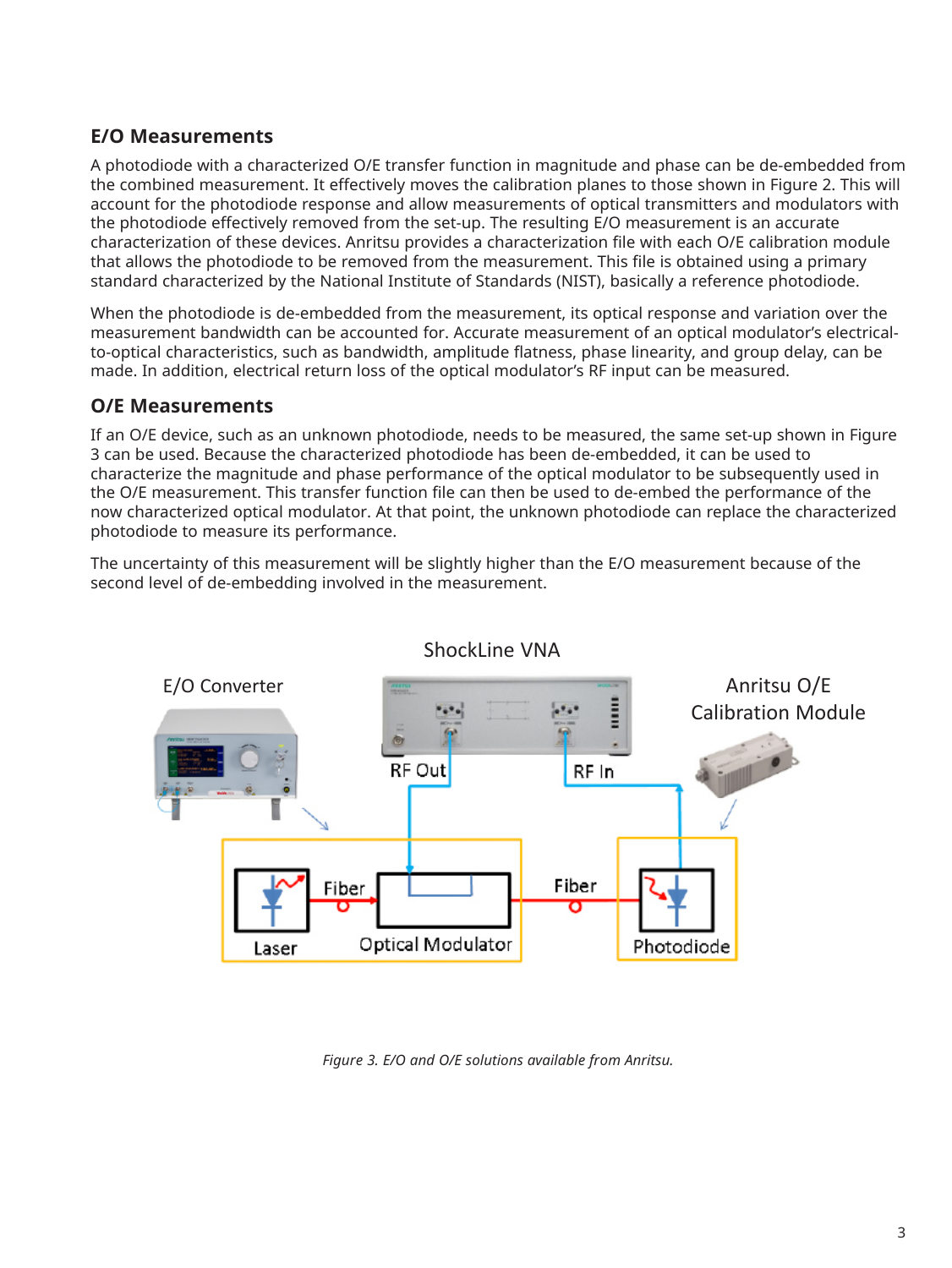## E/O Measurements

A photodiode with a characterized O/E transfer function in magnitude and phase can be de-embedded from the combined measurement. It effectively moves the calibration planes to those shown in Figure 2. This will account for the photodiode response and allow measurements of optical transmitters and modulators with the photodiode effectively removed from the set-up. The resulting E/O measurement is an accurate characterization of these devices. Anritsu provides a characterization file with each O/E calibration module that allows the photodiode to be removed from the measurement. This file is obtained using a primary standard characterized by the National Institute of Standards (NIST), basically a reference photodiode.

When the photodiode is de-embedded from the measurement, its optical response and variation over the measurement bandwidth can be accounted for. Accurate measurement of an optical modulator's electrical-to-optical characteristics, such as bandwidth, amplitude flatness, phase linearity, and group delay, can be made. In addition, electrical return loss of the optical modulator's RF input can be measured.

## O/E Measurements

If an O/E device, such as an unknown photodiode, needs to be measured, the same set-up shown in Figure 3 can be used. Because the characterized photodiode has been de-embedded, it can be used to characterize the magnitude and phase performance of the optical modulator to be subsequently used in the O/E measurement. This transfer function file can then be used to de-embed the performance of the now characterized optical modulator. At that point, the unknown photodiode can replace the characterized photodiode to measure its performance.

The uncertainty of this measurement will be slightly higher than the E/O measurement because of the second level of de-embedding involved in the measurement.

ShockLine VNA

E/O Converter

Anritsu O/E Calibration Module

RF Out

RF In

Fiber

Fiber

Laser

Optical Modulator

Photodiode

*Figure 3. E/O and O/E solutions available from Anritsu.*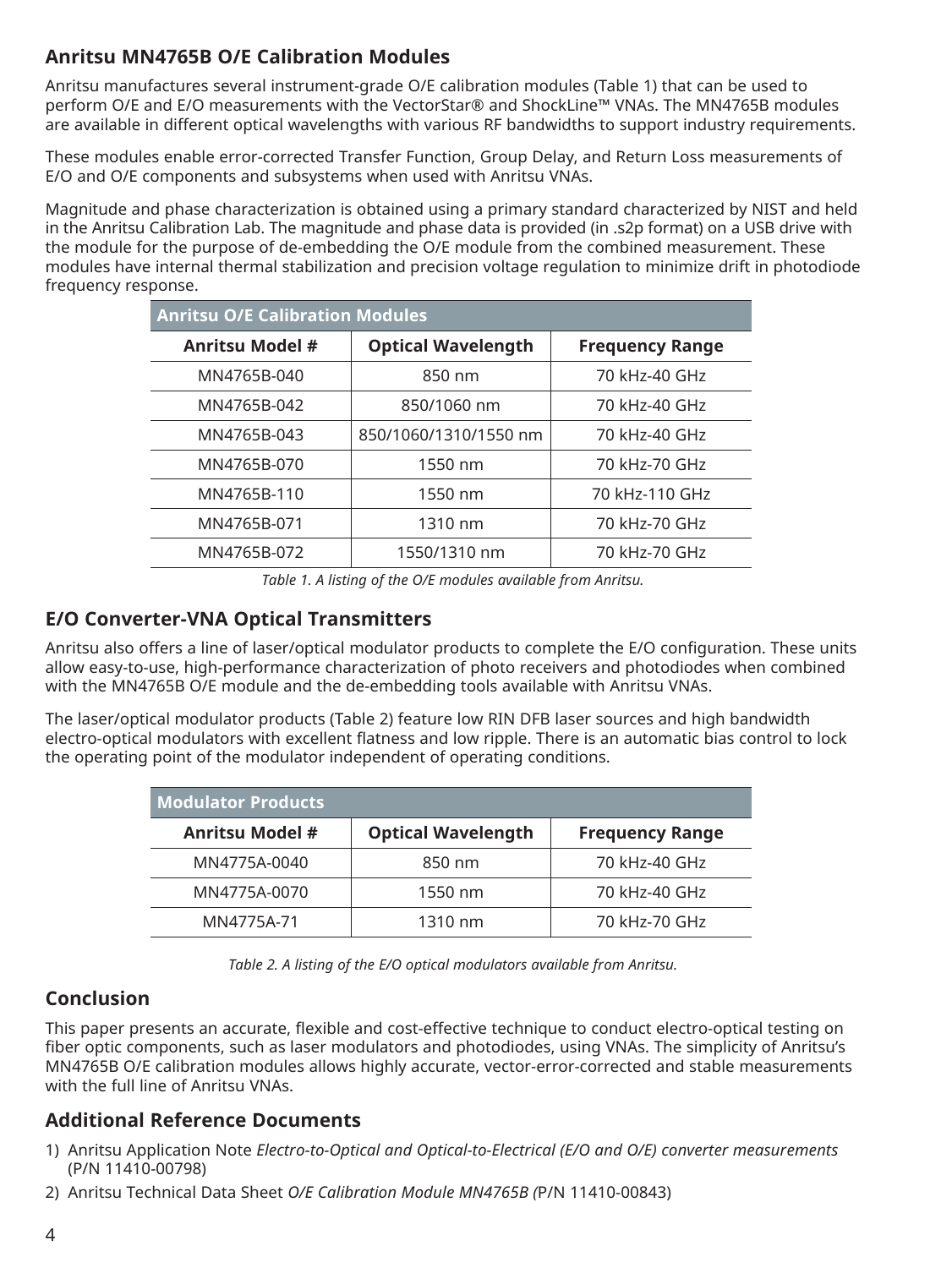## Anritsu MN4765B O/E Calibration Modules

Anritsu manufactures several instrument-grade O/E calibration modules (Table 1) that can be used to perform O/E and E/O measurements with the VectorStar® and ShockLine™ VNAs. The MN4765B modules are available in different optical wavelengths with various RF bandwidths to support industry requirements.

These modules enable error-corrected Transfer Function, Group Delay, and Return Loss measurements of E/O and O/E components and subsystems when used with Anritsu VNAs.

Magnitude and phase characterization is obtained using a primary standard characterized by NIST and held in the Anritsu Calibration Lab. The magnitude and phase data is provided (in .s2p format) on a USB drive with the module for the purpose of de-embedding the O/E module from the combined measurement. These modules have internal thermal stabilization and precision voltage regulation to minimize drift in photodiode frequency response.

| Anritsu O/E Calibration Modules | | |
|---|---|---|
| **Anritsu Model #** | **Optical Wavelength** | **Frequency Range** |
| MN4765B-040 | 850 nm | 70 kHz-40 GHz |
| MN4765B-042 | 850/1060 nm | 70 kHz-40 GHz |
| MN4765B-043 | 850/1060/1310/1550 nm | 70 kHz-40 GHz |
| MN4765B-070 | 1550 nm | 70 kHz-70 GHz |
| MN4765B-110 | 1550 nm | 70 kHz-110 GHz |
| MN4765B-071 | 1310 nm | 70 kHz-70 GHz |
| MN4765B-072 | 1550/1310 nm | 70 kHz-70 GHz |

*Table 1. A listing of the O/E modules available from Anritsu.*

## E/O Converter-VNA Optical Transmitters

Anritsu also offers a line of laser/optical modulator products to complete the E/O configuration. These units allow easy-to-use, high-performance characterization of photo receivers and photodiodes when combined with the MN4765B O/E module and the de-embedding tools available with Anritsu VNAs.

The laser/optical modulator products (Table 2) feature low RIN DFB laser sources and high bandwidth electro-optical modulators with excellent flatness and low ripple. There is an automatic bias control to lock the operating point of the modulator independent of operating conditions.

| Modulator Products | | |
|---|---|---|
| **Anritsu Model #** | **Optical Wavelength** | **Frequency Range** |
| MN4775A-0040 | 850 nm | 70 kHz-40 GHz |
| MN4775A-0070 | 1550 nm | 70 kHz-40 GHz |
| MN4775A-71 | 1310 nm | 70 kHz-70 GHz |

*Table 2. A listing of the E/O optical modulators available from Anritsu.*

## Conclusion

This paper presents an accurate, flexible and cost-effective technique to conduct electro-optical testing on fiber optic components, such as laser modulators and photodiodes, using VNAs. The simplicity of Anritsu's MN4765B O/E calibration modules allows highly accurate, vector-error-corrected and stable measurements with the full line of Anritsu VNAs.

## Additional Reference Documents

1) Anritsu Application Note *Electro-to-Optical and Optical-to-Electrical (E/O and O/E) converter measurements* (P/N 11410-00798)
2) Anritsu Technical Data Sheet *O/E Calibration Module MN4765B (*P/N 11410-00843)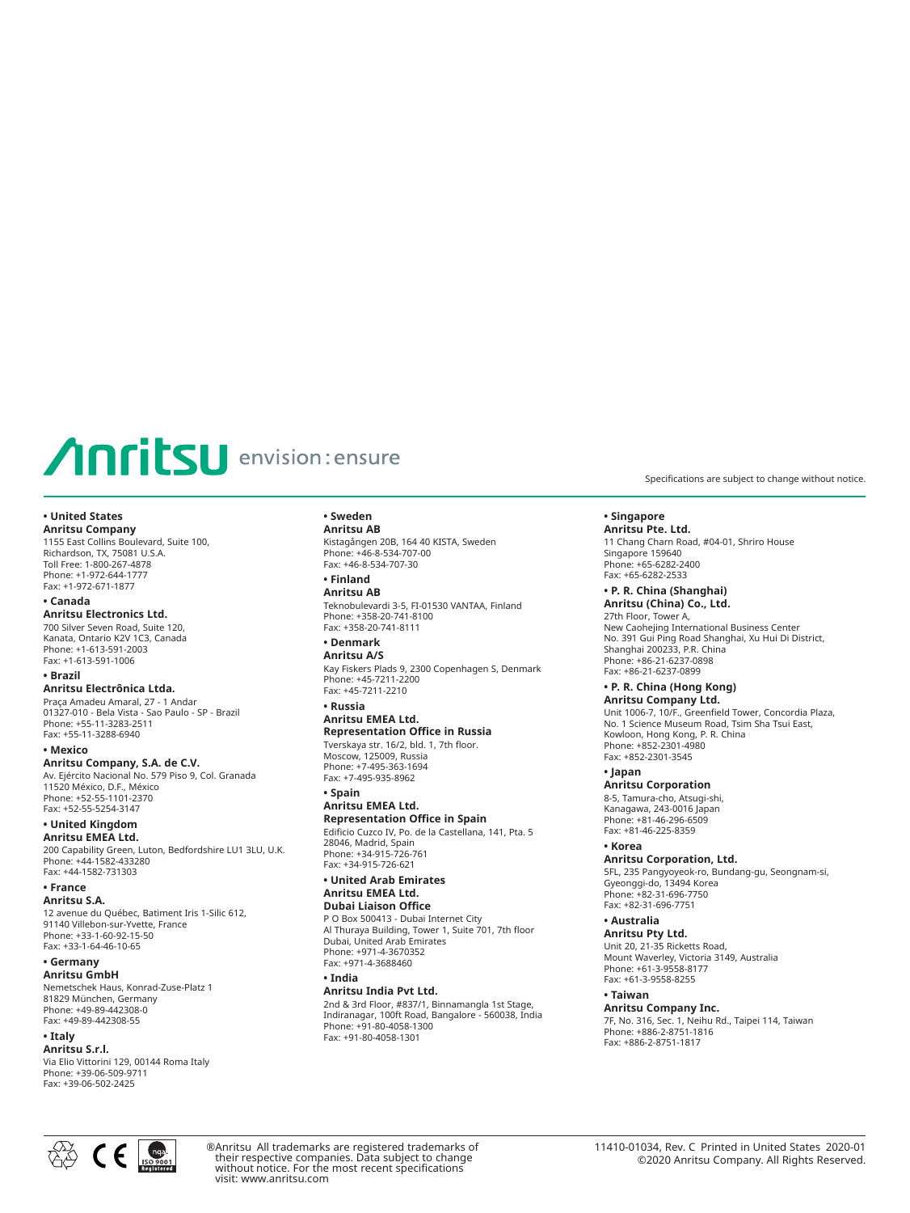Anritsu envision : ensure

Specifications are subject to change without notice.

**• United States**
**Anritsu Company**
1155 East Collins Boulevard, Suite 100,
Richardson, TX, 75081 U.S.A.
Toll Free: 1-800-267-4878
Phone: +1-972-644-1777
Fax: +1-972-671-1877

**• Canada**
**Anritsu Electronics Ltd.**
700 Silver Seven Road, Suite 120,
Kanata, Ontario K2V 1C3, Canada
Phone: +1-613-591-2003
Fax: +1-613-591-1006

**• Brazil**
**Anritsu Electrônica Ltda.**
Praça Amadeu Amaral, 27 - 1 Andar
01327-010 - Bela Vista - Sao Paulo - SP - Brazil
Phone: +55-11-3283-2511
Fax: +55-11-3288-6940

**• Mexico**
**Anritsu Company, S.A. de C.V.**
Av. Ejército Nacional No. 579 Piso 9, Col. Granada
11520 México, D.F., México
Phone: +52-55-1101-2370
Fax: +52-55-5254-3147

**• United Kingdom**
**Anritsu EMEA Ltd.**
200 Capability Green, Luton, Bedfordshire LU1 3LU, U.K.
Phone: +44-1582-433280
Fax: +44-1582-731303

**• France**
**Anritsu S.A.**
12 avenue du Québec, Batiment Iris 1-Silic 612,
91140 Villebon-sur-Yvette, France
Phone: +33-1-60-92-15-50
Fax: +33-1-64-46-10-65

**• Germany**
**Anritsu GmbH**
Nemetschek Haus, Konrad-Zuse-Platz 1
81829 München, Germany
Phone: +49-89-442308-0
Fax: +49-89-442308-55

**• Italy**
**Anritsu S.r.l.**
Via Elio Vittorini 129, 00144 Roma Italy
Phone: +39-06-509-9711
Fax: +39-06-502-2425

**• Sweden**
**Anritsu AB**
Kistagången 20B, 164 40 KISTA, Sweden
Phone: +46-8-534-707-00
Fax: +46-8-534-707-30

**• Finland**
**Anritsu AB**
Teknobulevardi 3-5, FI-01530 VANTAA, Finland
Phone: +358-20-741-8100
Fax: +358-20-741-8111

**• Denmark**
**Anritsu A/S**
Kay Fiskers Plads 9, 2300 Copenhagen S, Denmark
Phone: +45-7211-2200
Fax: +45-7211-2210

**• Russia**
**Anritsu EMEA Ltd.**
**Representation Office in Russia**
Tverskaya str. 16/2, bld. 1, 7th floor.
Moscow, 125009, Russia
Phone: +7-495-363-1694
Fax: +7-495-935-8962

**• Spain**
**Anritsu EMEA Ltd.**
**Representation Office in Spain**
Edificio Cuzco IV, Po. de la Castellana, 141, Pta. 5
28046, Madrid, Spain
Phone: +34-915-726-761
Fax: +34-915-726-621

**• United Arab Emirates**
**Anritsu EMEA Ltd.**
**Dubai Liaison Office**
P O Box 500413 - Dubai Internet City
Al Thuraya Building, Tower 1, Suite 701, 7th floor
Dubai, United Arab Emirates
Phone: +971-4-3670352
Fax: +971-4-3688460

**• India**
**Anritsu India Pvt Ltd.**
2nd & 3rd Floor, #837/1, Binnamangla 1st Stage,
Indiranagar, 100ft Road, Bangalore - 560038, India
Phone: +91-80-4058-1300
Fax: +91-80-4058-1301

**• Singapore**
**Anritsu Pte. Ltd.**
11 Chang Charn Road, #04-01, Shriro House
Singapore 159640
Phone: +65-6282-2400
Fax: +65-6282-2533

**• P. R. China (Shanghai)**
**Anritsu (China) Co., Ltd.**
27th Floor, Tower A,
New Caohejing International Business Center
No. 391 Gui Ping Road Shanghai, Xu Hui Di District,
Shanghai 200233, P.R. China
Phone: +86-21-6237-0898
Fax: +86-21-6237-0899

**• P. R. China (Hong Kong)**
**Anritsu Company Ltd.**
Unit 1006-7, 10/F., Greenfield Tower, Concordia Plaza,
No. 1 Science Museum Road, Tsim Sha Tsui East,
Kowloon, Hong Kong, P. R. China
Phone: +852-2301-4980
Fax: +852-2301-3545

**• Japan**
**Anritsu Corporation**
8-5, Tamura-cho, Atsugi-shi,
Kanagawa, 243-0016 Japan
Phone: +81-46-296-6509
Fax: +81-46-225-8359

**• Korea**
**Anritsu Corporation, Ltd.**
5FL, 235 Pangyoyeok-ro, Bundang-gu, Seongnam-si,
Gyeonggi-do, 13494 Korea
Phone: +82-31-696-7750
Fax: +82-31-696-7751

**• Australia**
**Anritsu Pty Ltd.**
Unit 20, 21-35 Ricketts Road,
Mount Waverley, Victoria 3149, Australia
Phone: +61-3-9558-8177
Fax: +61-3-9558-8255

**• Taiwan**
**Anritsu Company Inc.**
7F, No. 316, Sec. 1, Neihu Rd., Taipei 114, Taiwan
Phone: +886-2-8751-1816
Fax: +886-2-8751-1817

®Anritsu All trademarks are registered trademarks of their respective companies. Data subject to change without notice. For the most recent specifications visit: www.anritsu.com

11410-01034, Rev. C Printed in United States 2020-01
©2020 Anritsu Company. All Rights Reserved.